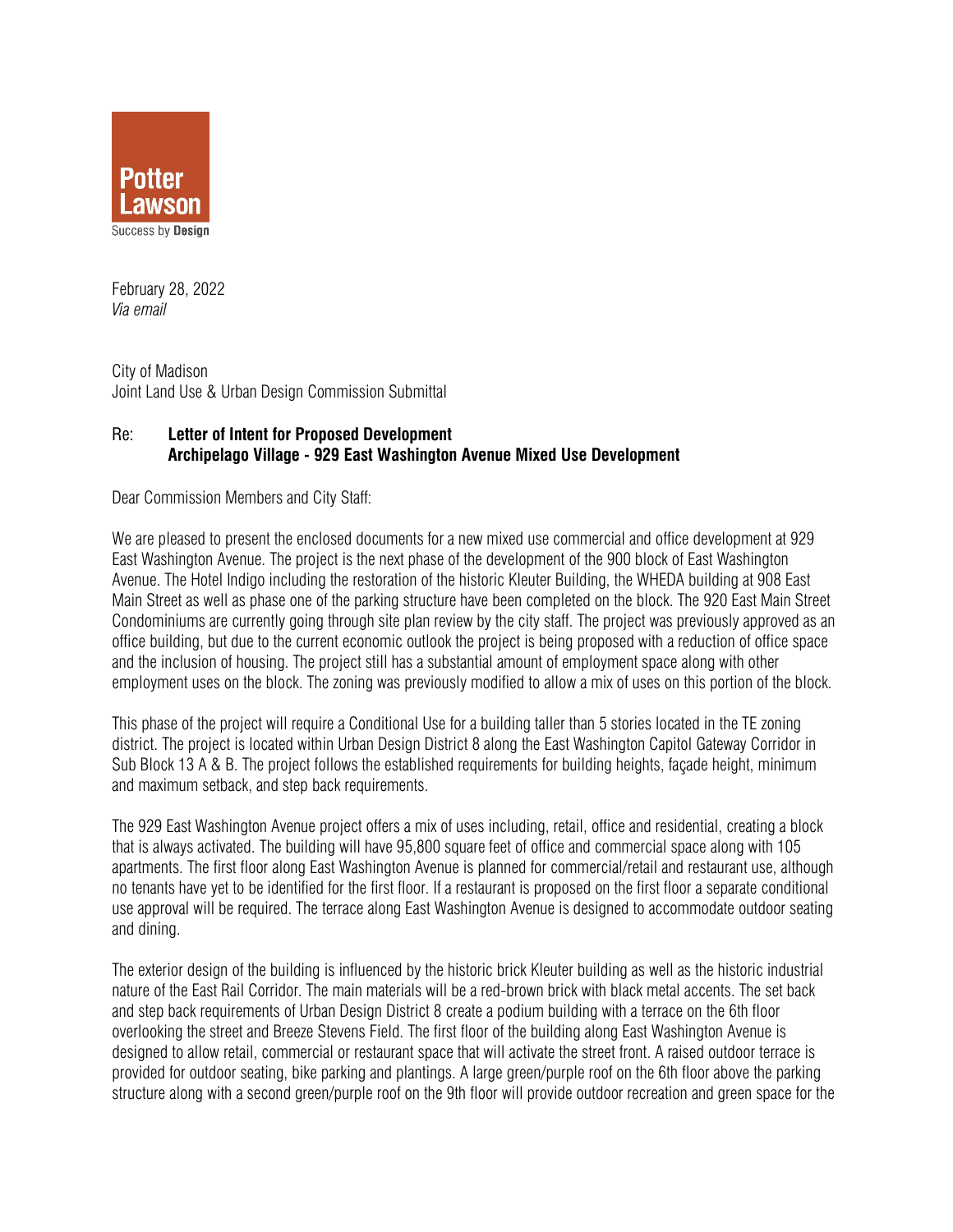**Potter Lawson**

Success by **Design**

February 28, 2022
*Via email*

City of Madison
Joint Land Use & Urban Design Commission Submittal

Re: **Letter of Intent for Proposed Development**
**Archipelago Village - 929 East Washington Avenue Mixed Use Development**

Dear Commission Members and City Staff:

We are pleased to present the enclosed documents for a new mixed use commercial and office development at 929 East Washington Avenue. The project is the next phase of the development of the 900 block of East Washington Avenue. The Hotel Indigo including the restoration of the historic Kleuter Building, the WHEDA building at 908 East Main Street as well as phase one of the parking structure have been completed on the block. The 920 East Main Street Condominiums are currently going through site plan review by the city staff. The project was previously approved as an office building, but due to the current economic outlook the project is being proposed with a reduction of office space and the inclusion of housing. The project still has a substantial amount of employment space along with other employment uses on the block. The zoning was previously modified to allow a mix of uses on this portion of the block.

This phase of the project will require a Conditional Use for a building taller than 5 stories located in the TE zoning district. The project is located within Urban Design District 8 along the East Washington Capitol Gateway Corridor in Sub Block 13 A & B. The project follows the established requirements for building heights, façade height, minimum and maximum setback, and step back requirements.

The 929 East Washington Avenue project offers a mix of uses including, retail, office and residential, creating a block that is always activated. The building will have 95,800 square feet of office and commercial space along with 105 apartments. The first floor along East Washington Avenue is planned for commercial/retail and restaurant use, although no tenants have yet to be identified for the first floor. If a restaurant is proposed on the first floor a separate conditional use approval will be required. The terrace along East Washington Avenue is designed to accommodate outdoor seating and dining.

The exterior design of the building is influenced by the historic brick Kleuter building as well as the historic industrial nature of the East Rail Corridor. The main materials will be a red-brown brick with black metal accents. The set back and step back requirements of Urban Design District 8 create a podium building with a terrace on the 6th floor overlooking the street and Breeze Stevens Field. The first floor of the building along East Washington Avenue is designed to allow retail, commercial or restaurant space that will activate the street front. A raised outdoor terrace is provided for outdoor seating, bike parking and plantings. A large green/purple roof on the 6th floor above the parking structure along with a second green/purple roof on the 9th floor will provide outdoor recreation and green space for the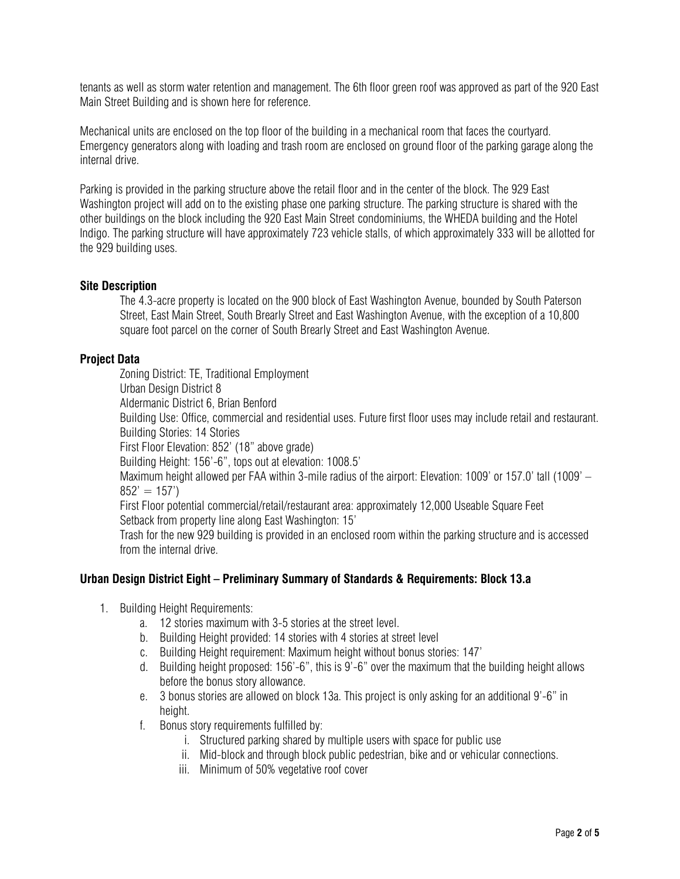tenants as well as storm water retention and management. The 6th floor green roof was approved as part of the 920 East Main Street Building and is shown here for reference.

Mechanical units are enclosed on the top floor of the building in a mechanical room that faces the courtyard. Emergency generators along with loading and trash room are enclosed on ground floor of the parking garage along the internal drive.

Parking is provided in the parking structure above the retail floor and in the center of the block. The 929 East Washington project will add on to the existing phase one parking structure. The parking structure is shared with the other buildings on the block including the 920 East Main Street condominiums, the WHEDA building and the Hotel Indigo. The parking structure will have approximately 723 vehicle stalls, of which approximately 333 will be allotted for the 929 building uses.

### Site Description

The 4.3-acre property is located on the 900 block of East Washington Avenue, bounded by South Paterson Street, East Main Street, South Brearly Street and East Washington Avenue, with the exception of a 10,800 square foot parcel on the corner of South Brearly Street and East Washington Avenue.

### Project Data

Zoning District: TE, Traditional Employment
Urban Design District 8
Aldermanic District 6, Brian Benford
Building Use: Office, commercial and residential uses. Future first floor uses may include retail and restaurant.
Building Stories: 14 Stories
First Floor Elevation: 852' (18" above grade)
Building Height: 156'-6", tops out at elevation: 1008.5'
Maximum height allowed per FAA within 3-mile radius of the airport: Elevation: 1009' or 157.0' tall (1009' – 852' = 157')
First Floor potential commercial/retail/restaurant area: approximately 12,000 Useable Square Feet
Setback from property line along East Washington: 15'
Trash for the new 929 building is provided in an enclosed room within the parking structure and is accessed from the internal drive.

### Urban Design District Eight – Preliminary Summary of Standards & Requirements: Block 13.a

1. Building Height Requirements:
    a. 12 stories maximum with 3-5 stories at the street level.
    b. Building Height provided: 14 stories with 4 stories at street level
    c. Building Height requirement: Maximum height without bonus stories: 147'
    d. Building height proposed: 156'-6", this is 9'-6" over the maximum that the building height allows before the bonus story allowance.
    e. 3 bonus stories are allowed on block 13a. This project is only asking for an additional 9'-6" in height.
    f. Bonus story requirements fulfilled by:
        i. Structured parking shared by multiple users with space for public use
        ii. Mid-block and through block public pedestrian, bike and or vehicular connections.
        iii. Minimum of 50% vegetative roof cover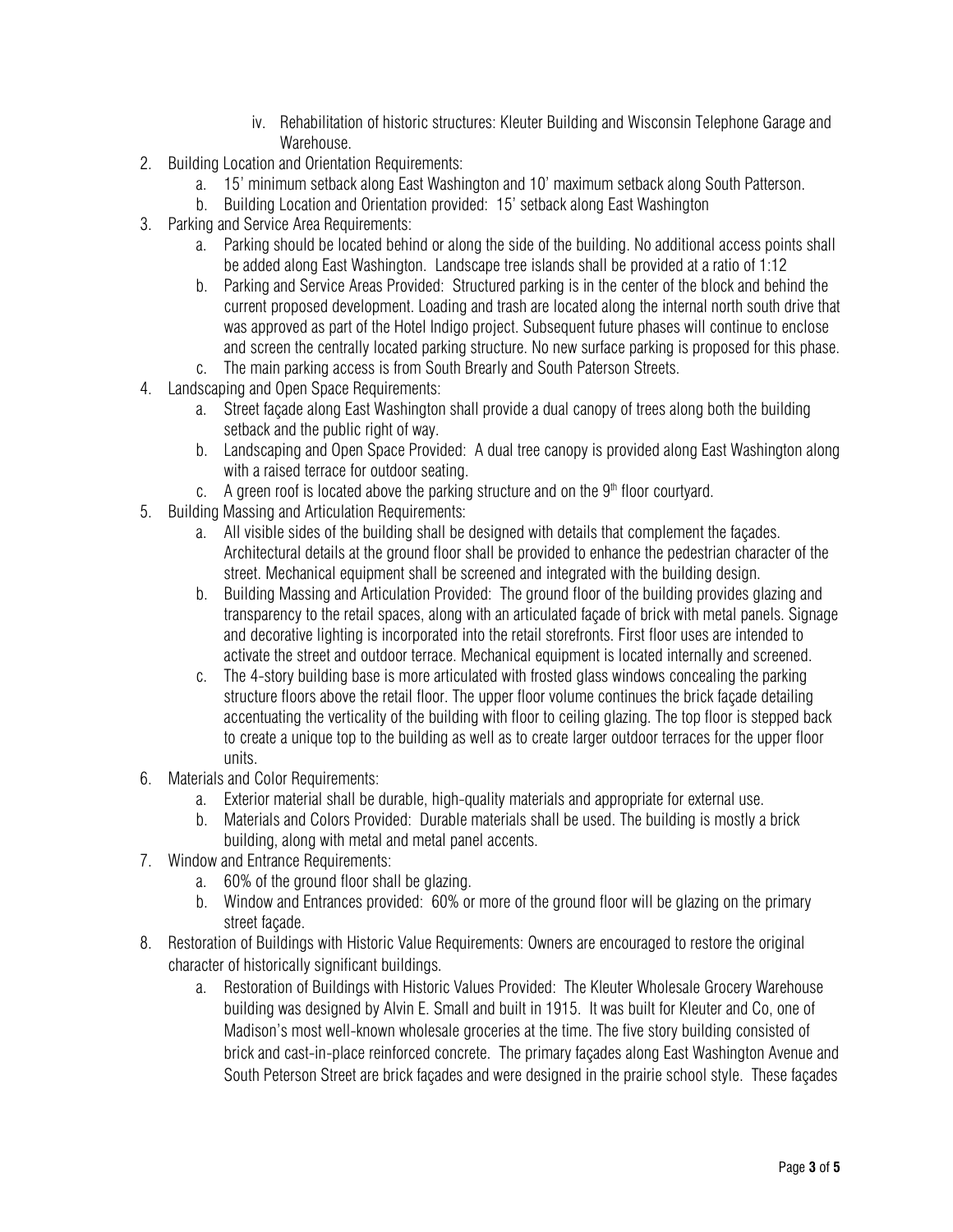iv. Rehabilitation of historic structures: Kleuter Building and Wisconsin Telephone Garage and Warehouse.

2. Building Location and Orientation Requirements:
   a. 15' minimum setback along East Washington and 10' maximum setback along South Patterson.
   b. Building Location and Orientation provided: 15' setback along East Washington
3. Parking and Service Area Requirements:
   a. Parking should be located behind or along the side of the building. No additional access points shall be added along East Washington. Landscape tree islands shall be provided at a ratio of 1:12
   b. Parking and Service Areas Provided: Structured parking is in the center of the block and behind the current proposed development. Loading and trash are located along the internal north south drive that was approved as part of the Hotel Indigo project. Subsequent future phases will continue to enclose and screen the centrally located parking structure. No new surface parking is proposed for this phase.
   c. The main parking access is from South Brearly and South Paterson Streets.
4. Landscaping and Open Space Requirements:
   a. Street façade along East Washington shall provide a dual canopy of trees along both the building setback and the public right of way.
   b. Landscaping and Open Space Provided: A dual tree canopy is provided along East Washington along with a raised terrace for outdoor seating.
   c. A green roof is located above the parking structure and on the 9th floor courtyard.
5. Building Massing and Articulation Requirements:
   a. All visible sides of the building shall be designed with details that complement the façades. Architectural details at the ground floor shall be provided to enhance the pedestrian character of the street. Mechanical equipment shall be screened and integrated with the building design.
   b. Building Massing and Articulation Provided: The ground floor of the building provides glazing and transparency to the retail spaces, along with an articulated façade of brick with metal panels. Signage and decorative lighting is incorporated into the retail storefronts. First floor uses are intended to activate the street and outdoor terrace. Mechanical equipment is located internally and screened.
   c. The 4-story building base is more articulated with frosted glass windows concealing the parking structure floors above the retail floor. The upper floor volume continues the brick façade detailing accentuating the verticality of the building with floor to ceiling glazing. The top floor is stepped back to create a unique top to the building as well as to create larger outdoor terraces for the upper floor units.
6. Materials and Color Requirements:
   a. Exterior material shall be durable, high-quality materials and appropriate for external use.
   b. Materials and Colors Provided: Durable materials shall be used. The building is mostly a brick building, along with metal and metal panel accents.
7. Window and Entrance Requirements:
   a. 60% of the ground floor shall be glazing.
   b. Window and Entrances provided: 60% or more of the ground floor will be glazing on the primary street façade.
8. Restoration of Buildings with Historic Value Requirements: Owners are encouraged to restore the original character of historically significant buildings.
   a. Restoration of Buildings with Historic Values Provided: The Kleuter Wholesale Grocery Warehouse building was designed by Alvin E. Small and built in 1915. It was built for Kleuter and Co, one of Madison's most well-known wholesale groceries at the time. The five story building consisted of brick and cast-in-place reinforced concrete. The primary façades along East Washington Avenue and South Peterson Street are brick façades and were designed in the prairie school style. These façades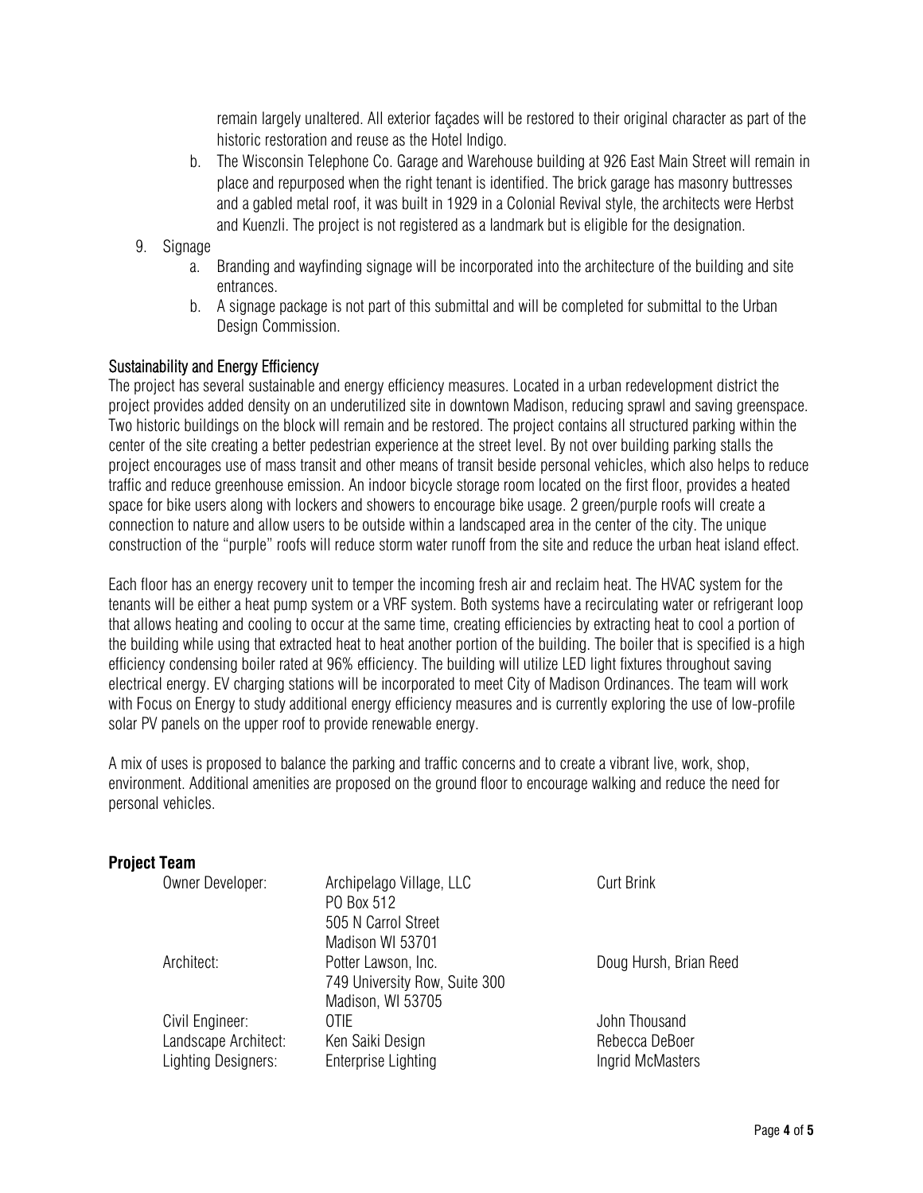remain largely unaltered. All exterior façades will be restored to their original character as part of the historic restoration and reuse as the Hotel Indigo.

   b. The Wisconsin Telephone Co. Garage and Warehouse building at 926 East Main Street will remain in place and repurposed when the right tenant is identified. The brick garage has masonry buttresses and a gabled metal roof, it was built in 1929 in a Colonial Revival style, the architects were Herbst and Kuenzli. The project is not registered as a landmark but is eligible for the designation.

9. Signage
   a. Branding and wayfinding signage will be incorporated into the architecture of the building and site entrances.
   b. A signage package is not part of this submittal and will be completed for submittal to the Urban Design Commission.

## Sustainability and Energy Efficiency

The project has several sustainable and energy efficiency measures. Located in a urban redevelopment district the project provides added density on an underutilized site in downtown Madison, reducing sprawl and saving greenspace. Two historic buildings on the block will remain and be restored. The project contains all structured parking within the center of the site creating a better pedestrian experience at the street level. By not over building parking stalls the project encourages use of mass transit and other means of transit beside personal vehicles, which also helps to reduce traffic and reduce greenhouse emission. An indoor bicycle storage room located on the first floor, provides a heated space for bike users along with lockers and showers to encourage bike usage. 2 green/purple roofs will create a connection to nature and allow users to be outside within a landscaped area in the center of the city. The unique construction of the "purple" roofs will reduce storm water runoff from the site and reduce the urban heat island effect.

Each floor has an energy recovery unit to temper the incoming fresh air and reclaim heat. The HVAC system for the tenants will be either a heat pump system or a VRF system. Both systems have a recirculating water or refrigerant loop that allows heating and cooling to occur at the same time, creating efficiencies by extracting heat to cool a portion of the building while using that extracted heat to heat another portion of the building. The boiler that is specified is a high efficiency condensing boiler rated at 96% efficiency. The building will utilize LED light fixtures throughout saving electrical energy. EV charging stations will be incorporated to meet City of Madison Ordinances. The team will work with Focus on Energy to study additional energy efficiency measures and is currently exploring the use of low-profile solar PV panels on the upper roof to provide renewable energy.

A mix of uses is proposed to balance the parking and traffic concerns and to create a vibrant live, work, shop, environment. Additional amenities are proposed on the ground floor to encourage walking and reduce the need for personal vehicles.

## Project Team

| Role | Firm | Contact |
|---|---|---|
| Owner Developer: | Archipelago Village, LLC<br>PO Box 512<br>505 N Carrol Street<br>Madison WI 53701 | Curt Brink |
| Architect: | Potter Lawson, Inc.<br>749 University Row, Suite 300<br>Madison, WI 53705 | Doug Hursh, Brian Reed |
| Civil Engineer: | OTIE | John Thousand |
| Landscape Architect: | Ken Saiki Design | Rebecca DeBoer |
| Lighting Designers: | Enterprise Lighting | Ingrid McMasters |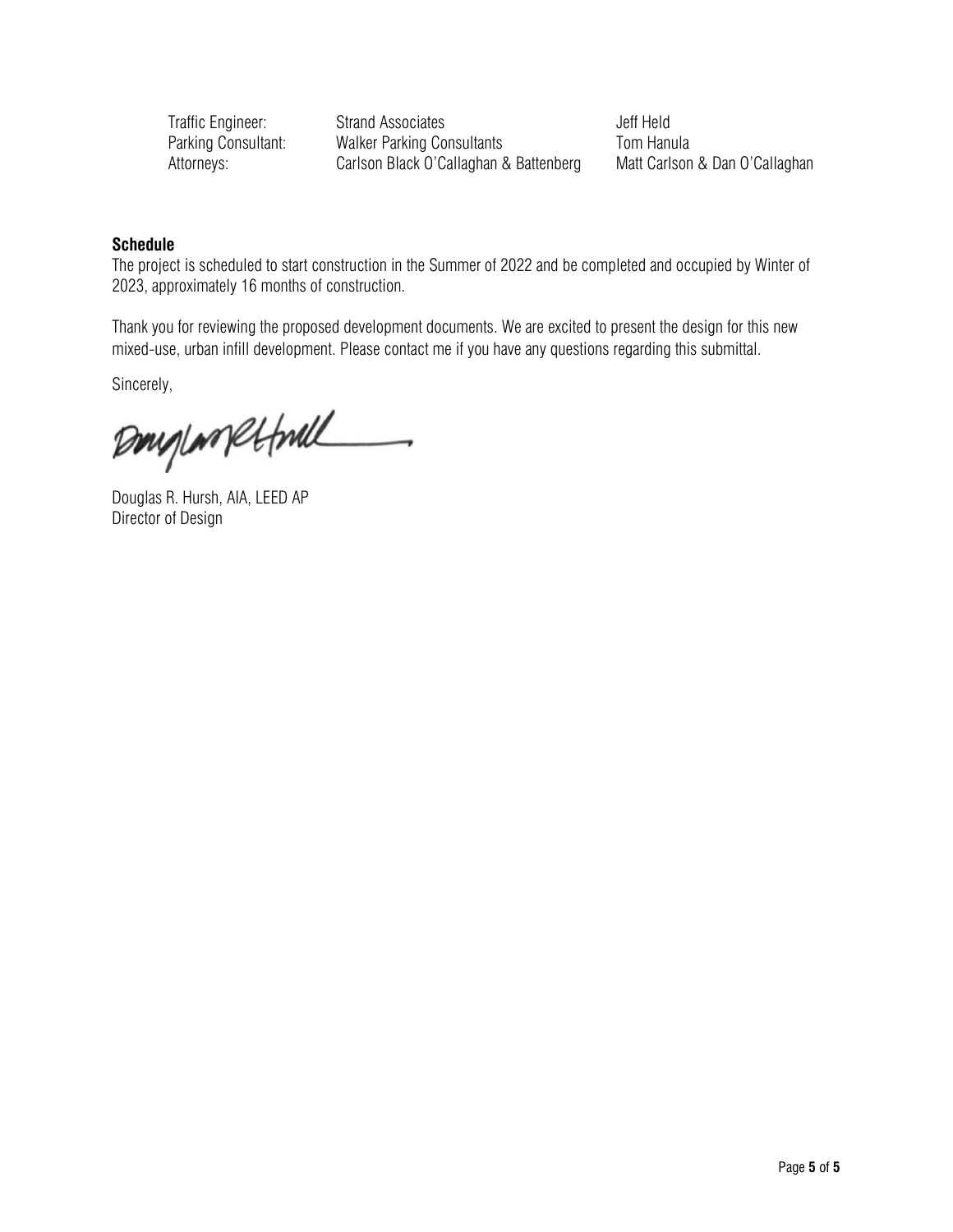| | | |
|---|---|---|
| Traffic Engineer: | Strand Associates | Jeff Held |
| Parking Consultant: | Walker Parking Consultants | Tom Hanula |
| Attorneys: | Carlson Black O'Callaghan & Battenberg | Matt Carlson & Dan O'Callaghan |

**Schedule**

The project is scheduled to start construction in the Summer of 2022 and be completed and occupied by Winter of 2023, approximately 16 months of construction.

Thank you for reviewing the proposed development documents. We are excited to present the design for this new mixed-use, urban infill development. Please contact me if you have any questions regarding this submittal.

Sincerely,

Douglas R. Hursh, AIA, LEED AP
Director of Design